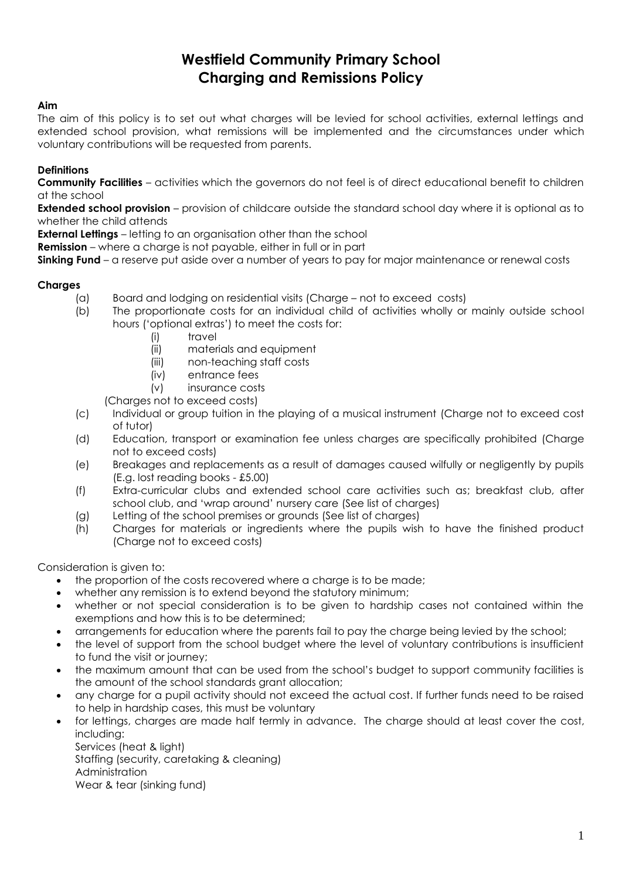# Westfield Community Primary School
# Charging and Remissions Policy

**Aim**

The aim of this policy is to set out what charges will be levied for school activities, external lettings and extended school provision, what remissions will be implemented and the circumstances under which voluntary contributions will be requested from parents.

**Definitions**

**Community Facilities** – activities which the governors do not feel is of direct educational benefit to children at the school

**Extended school provision** – provision of childcare outside the standard school day where it is optional as to whether the child attends

**External Lettings** – letting to an organisation other than the school

**Remission** – where a charge is not payable, either in full or in part

**Sinking Fund** – a reserve put aside over a number of years to pay for major maintenance or renewal costs

**Charges**

(a) Board and lodging on residential visits (Charge – not to exceed costs)

(b) The proportionate costs for an individual child of activities wholly or mainly outside school hours ('optional extras') to meet the costs for:
- (i) travel
- (ii) materials and equipment
- (iii) non-teaching staff costs
- (iv) entrance fees
- (v) insurance costs

(Charges not to exceed costs)

(c) Individual or group tuition in the playing of a musical instrument (Charge not to exceed cost of tutor)

(d) Education, transport or examination fee unless charges are specifically prohibited (Charge not to exceed costs)

(e) Breakages and replacements as a result of damages caused wilfully or negligently by pupils (E.g. lost reading books - £5.00)

(f) Extra-curricular clubs and extended school care activities such as; breakfast club, after school club, and 'wrap around' nursery care (See list of charges)

(g) Letting of the school premises or grounds (See list of charges)

(h) Charges for materials or ingredients where the pupils wish to have the finished product (Charge not to exceed costs)

Consideration is given to:

- the proportion of the costs recovered where a charge is to be made;
- whether any remission is to extend beyond the statutory minimum;
- whether or not special consideration is to be given to hardship cases not contained within the exemptions and how this is to be determined;
- arrangements for education where the parents fail to pay the charge being levied by the school;
- the level of support from the school budget where the level of voluntary contributions is insufficient to fund the visit or journey;
- the maximum amount that can be used from the school's budget to support community facilities is the amount of the school standards grant allocation;
- any charge for a pupil activity should not exceed the actual cost. If further funds need to be raised to help in hardship cases, this must be voluntary
- for lettings, charges are made half termly in advance. The charge should at least cover the cost, including:

  Services (heat & light)

  Staffing (security, caretaking & cleaning)

  Administration

  Wear & tear (sinking fund)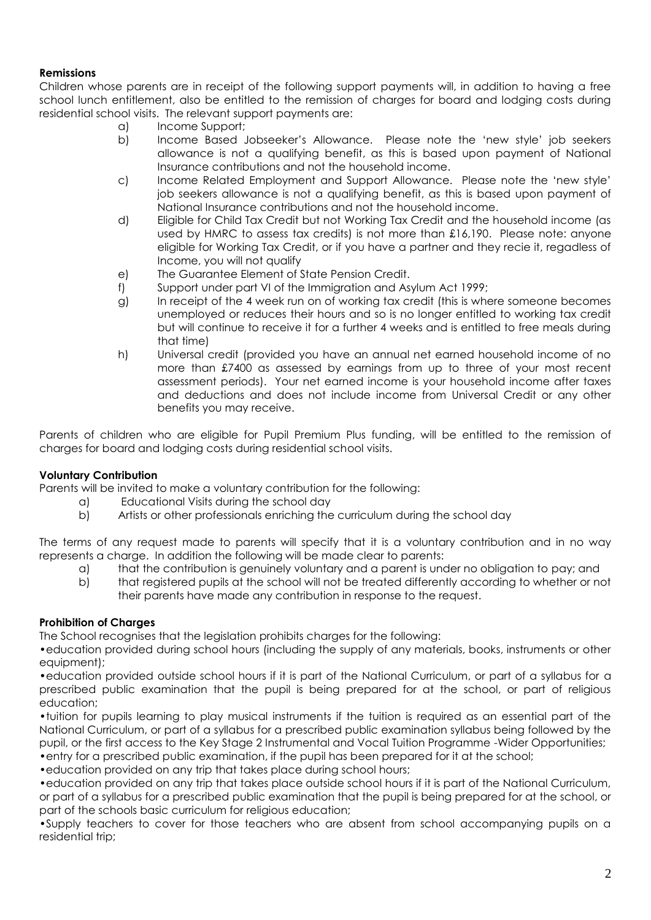**Remissions**

Children whose parents are in receipt of the following support payments will, in addition to having a free school lunch entitlement, also be entitled to the remission of charges for board and lodging costs during residential school visits. The relevant support payments are:

a) Income Support;

b) Income Based Jobseeker's Allowance. Please note the 'new style' job seekers allowance is not a qualifying benefit, as this is based upon payment of National Insurance contributions and not the household income.

c) Income Related Employment and Support Allowance. Please note the 'new style' job seekers allowance is not a qualifying benefit, as this is based upon payment of National Insurance contributions and not the household income.

d) Eligible for Child Tax Credit but not Working Tax Credit and the household income (as used by HMRC to assess tax credits) is not more than £16,190. Please note: anyone eligible for Working Tax Credit, or if you have a partner and they recie it, regadless of Income, you will not qualify

e) The Guarantee Element of State Pension Credit.

f) Support under part VI of the Immigration and Asylum Act 1999;

g) In receipt of the 4 week run on of working tax credit (this is where someone becomes unemployed or reduces their hours and so is no longer entitled to working tax credit but will continue to receive it for a further 4 weeks and is entitled to free meals during that time)

h) Universal credit (provided you have an annual net earned household income of no more than £7400 as assessed by earnings from up to three of your most recent assessment periods). Your net earned income is your household income after taxes and deductions and does not include income from Universal Credit or any other benefits you may receive.

Parents of children who are eligible for Pupil Premium Plus funding, will be entitled to the remission of charges for board and lodging costs during residential school visits.

**Voluntary Contribution**

Parents will be invited to make a voluntary contribution for the following:

a) Educational Visits during the school day

b) Artists or other professionals enriching the curriculum during the school day

The terms of any request made to parents will specify that it is a voluntary contribution and in no way represents a charge. In addition the following will be made clear to parents:

a) that the contribution is genuinely voluntary and a parent is under no obligation to pay; and

b) that registered pupils at the school will not be treated differently according to whether or not their parents have made any contribution in response to the request.

**Prohibition of Charges**

The School recognises that the legislation prohibits charges for the following:

- education provided during school hours (including the supply of any materials, books, instruments or other equipment);
- education provided outside school hours if it is part of the National Curriculum, or part of a syllabus for a prescribed public examination that the pupil is being prepared for at the school, or part of religious education;
- tuition for pupils learning to play musical instruments if the tuition is required as an essential part of the National Curriculum, or part of a syllabus for a prescribed public examination syllabus being followed by the pupil, or the first access to the Key Stage 2 Instrumental and Vocal Tuition Programme -Wider Opportunities;
- entry for a prescribed public examination, if the pupil has been prepared for it at the school;
- education provided on any trip that takes place during school hours;
- education provided on any trip that takes place outside school hours if it is part of the National Curriculum, or part of a syllabus for a prescribed public examination that the pupil is being prepared for at the school, or part of the schools basic curriculum for religious education;
- Supply teachers to cover for those teachers who are absent from school accompanying pupils on a residential trip;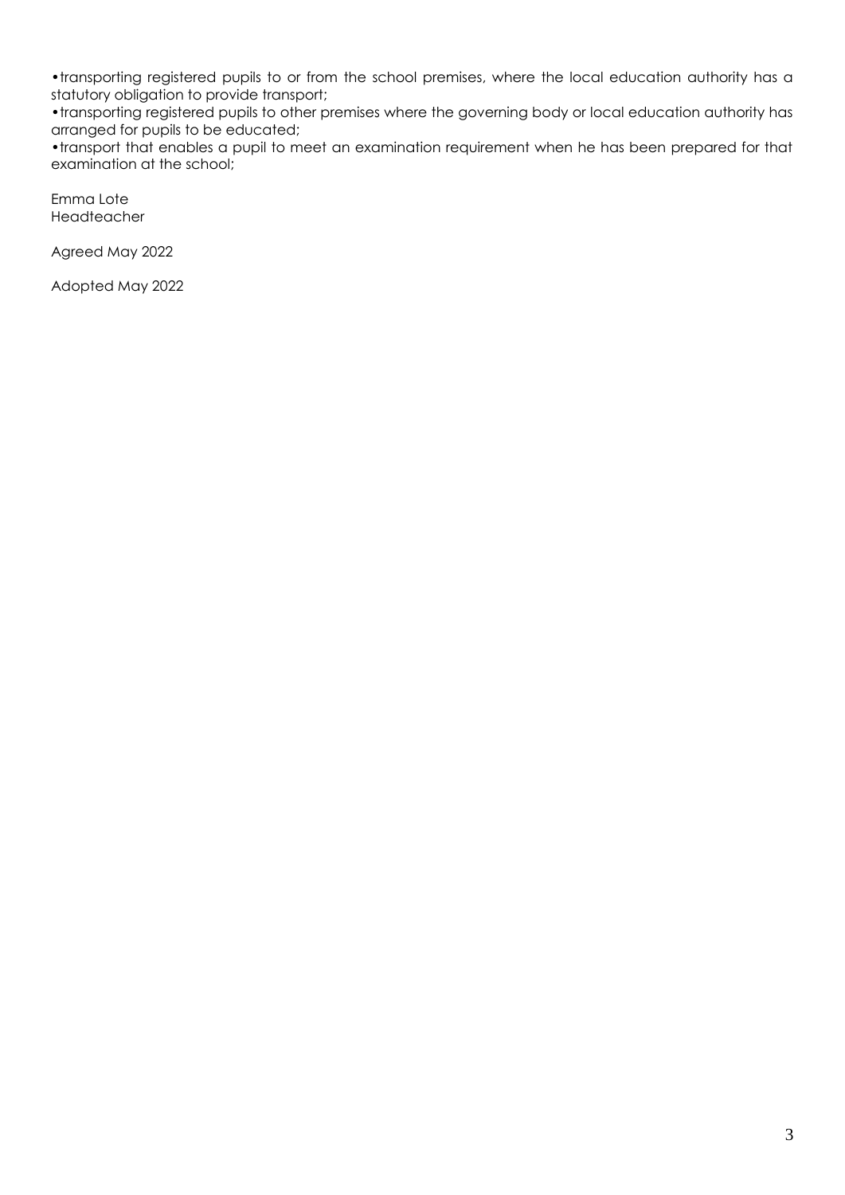- transporting registered pupils to or from the school premises, where the local education authority has a statutory obligation to provide transport;
- transporting registered pupils to other premises where the governing body or local education authority has arranged for pupils to be educated;
- transport that enables a pupil to meet an examination requirement when he has been prepared for that examination at the school;

Emma Lote
Headteacher

Agreed May 2022

Adopted May 2022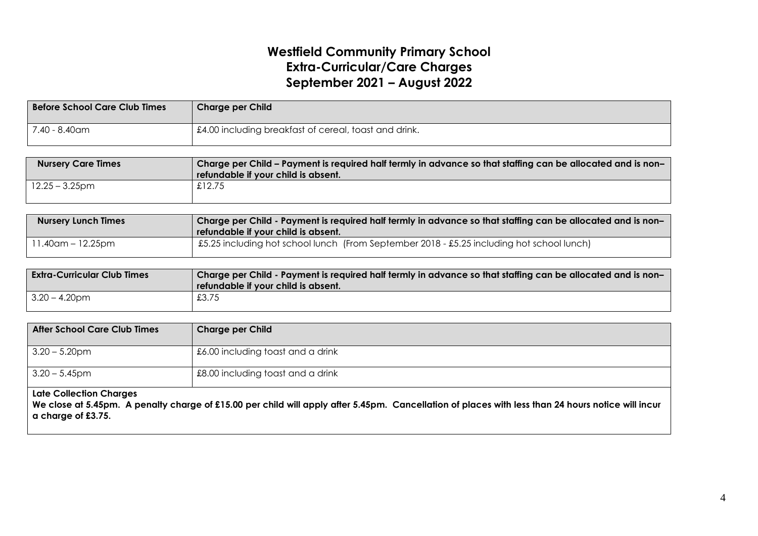# Westfield Community Primary School
## Extra-Curricular/Care Charges
## September 2021 – August 2022

| Before School Care Club Times | Charge per Child |
|---|---|
| 7.40 - 8.40am | £4.00 including breakfast of cereal, toast and drink. |

| Nursery Care Times | Charge per Child – Payment is required half termly in advance so that staffing can be allocated and is non– refundable if your child is absent. |
|---|---|
| 12.25 – 3.25pm | £12.75 |

| Nursery Lunch Times | Charge per Child - Payment is required half termly in advance so that staffing can be allocated and is non– refundable if your child is absent. |
|---|---|
| 11.40am – 12.25pm | £5.25 including hot school lunch (From September 2018 - £5.25 including hot school lunch) |

| Extra-Curricular Club Times | Charge per Child - Payment is required half termly in advance so that staffing can be allocated and is non– refundable if your child is absent. |
|---|---|
| 3.20 – 4.20pm | £3.75 |

| After School Care Club Times | Charge per Child |
|---|---|
| 3.20 – 5.20pm | £6.00 including toast and a drink |
| 3.20 – 5.45pm | £8.00 including toast and a drink |

**Late Collection Charges**
**We close at 5.45pm. A penalty charge of £15.00 per child will apply after 5.45pm. Cancellation of places with less than 24 hours notice will incur a charge of £3.75.**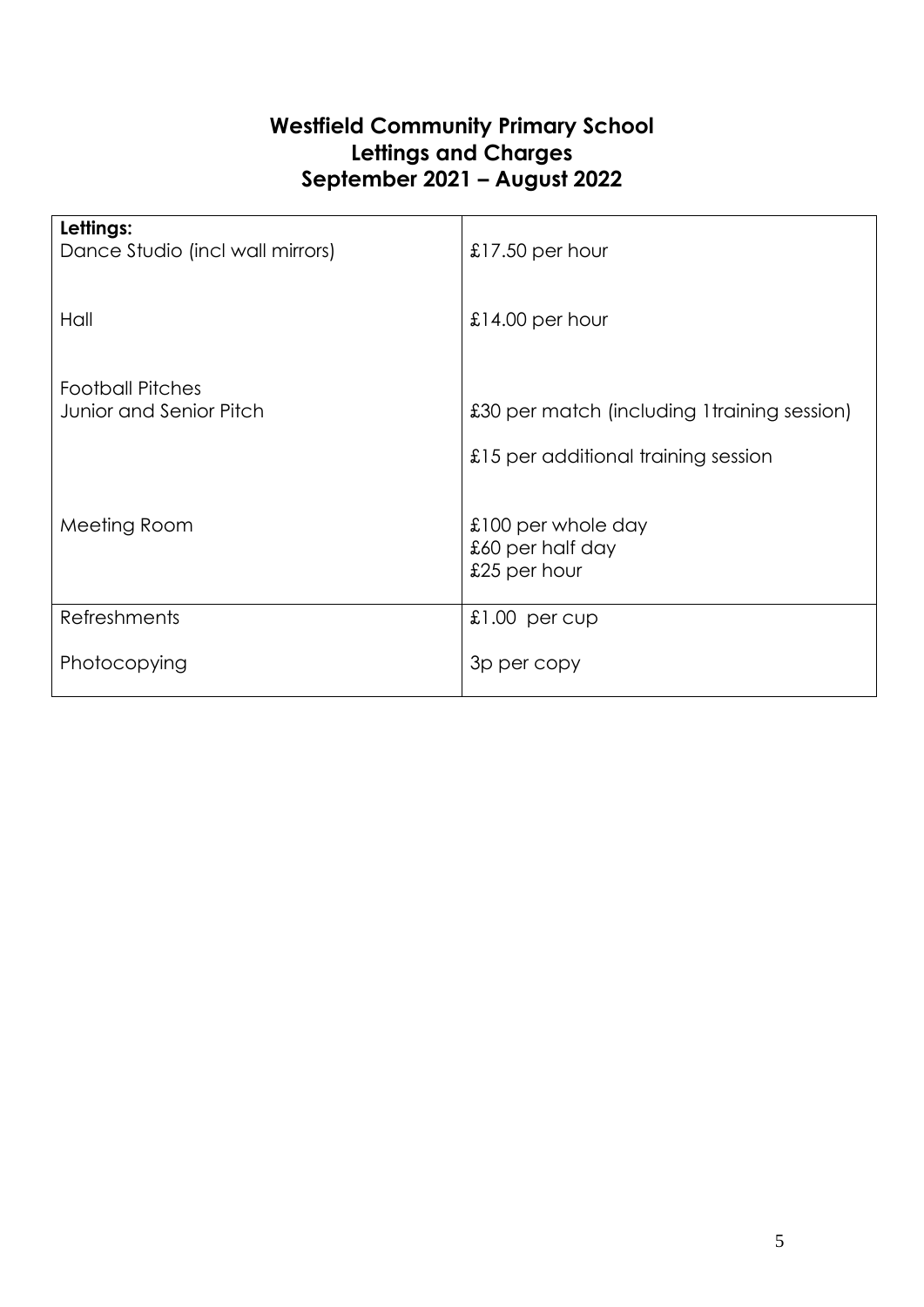## Westfield Community Primary School
## Lettings and Charges
## September 2021 – August 2022

| | |
|---|---|
| **Lettings:**<br>Dance Studio (incl wall mirrors) | £17.50 per hour |
| Hall | £14.00 per hour |
| Football Pitches<br>Junior and Senior Pitch | £30 per match (including 1training session)<br><br>£15 per additional training session |
| Meeting Room | £100 per whole day<br>£60 per half day<br>£25 per hour |
| Refreshments | £1.00 per cup |
| Photocopying | 3p per copy |